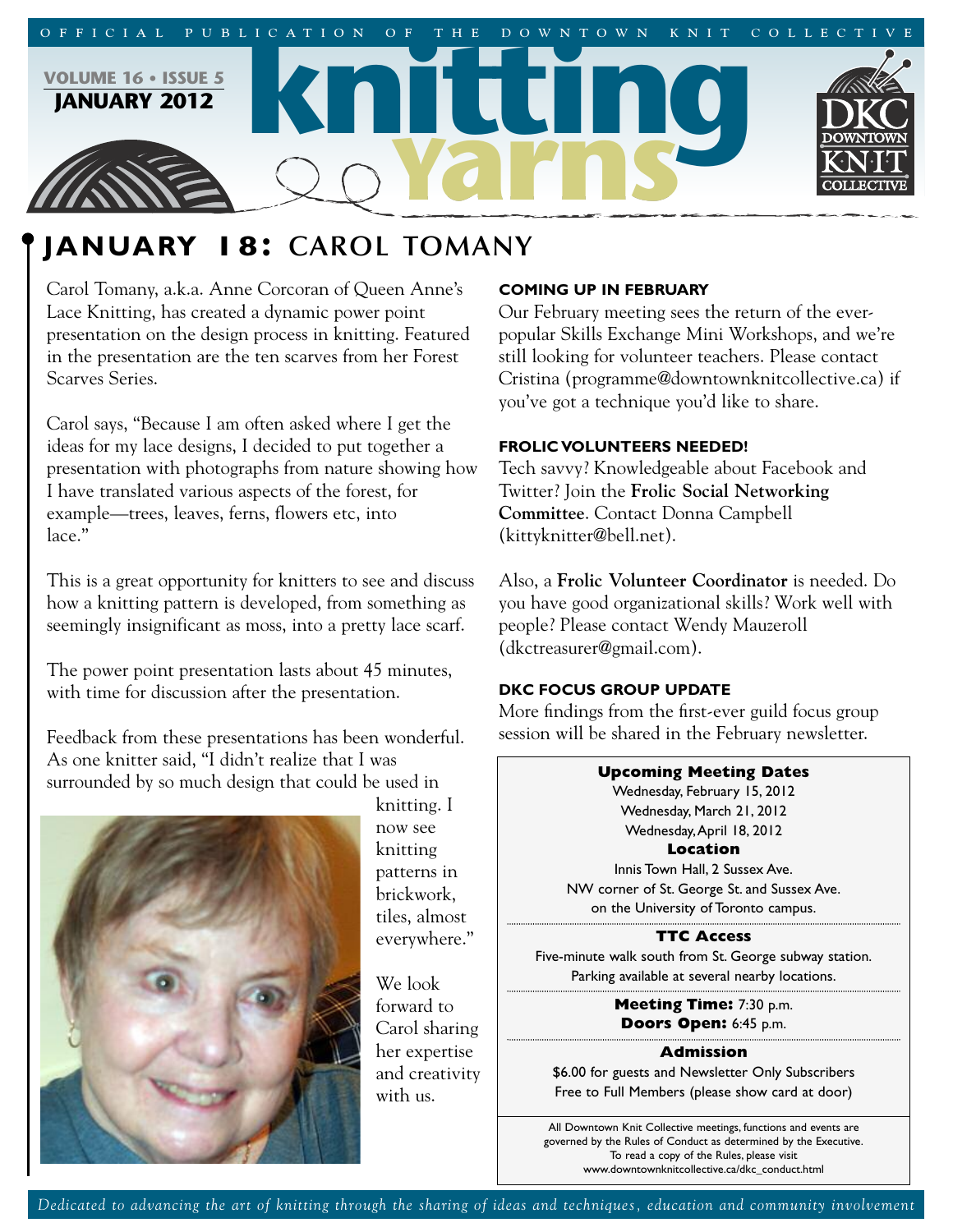OFFICIAL PUBLICATION OF THE DOWNTOWN KNIT COLLECTIVE

VOLUME 16 • ISSUE 5
JANUARY 2012

# knitting Yarns

## JANUARY 18: CAROL TOMANY

Carol Tomany, a.k.a. Anne Corcoran of Queen Anne's Lace Knitting, has created a dynamic power point presentation on the design process in knitting. Featured in the presentation are the ten scarves from her Forest Scarves Series.

Carol says, "Because I am often asked where I get the ideas for my lace designs, I decided to put together a presentation with photographs from nature showing how I have translated various aspects of the forest, for example—trees, leaves, ferns, flowers etc, into lace."

This is a great opportunity for knitters to see and discuss how a knitting pattern is developed, from something as seemingly insignificant as moss, into a pretty lace scarf.

The power point presentation lasts about 45 minutes, with time for discussion after the presentation.

Feedback from these presentations has been wonderful. As one knitter said, "I didn't realize that I was surrounded by so much design that could be used in knitting. I now see knitting patterns in brickwork, tiles, almost everywhere."

We look forward to Carol sharing her expertise and creativity with us.

### COMING UP IN FEBRUARY

Our February meeting sees the return of the ever-popular Skills Exchange Mini Workshops, and we're still looking for volunteer teachers. Please contact Cristina (programme@downtownknitcollective.ca) if you've got a technique you'd like to share.

### FROLIC VOLUNTEERS NEEDED!

Tech savvy? Knowledgeable about Facebook and Twitter? Join the **Frolic Social Networking Committee**. Contact Donna Campbell (kittyknitter@bell.net).

Also, a **Frolic Volunteer Coordinator** is needed. Do you have good organizational skills? Work well with people? Please contact Wendy Mauzeroll (dkctreasurer@gmail.com).

### DKC FOCUS GROUP UPDATE

More findings from the first-ever guild focus group session will be shared in the February newsletter.

**Upcoming Meeting Dates**

Wednesday, February 15, 2012
Wednesday, March 21, 2012
Wednesday, April 18, 2012

**Location**

Innis Town Hall, 2 Sussex Ave.
NW corner of St. George St. and Sussex Ave.
on the University of Toronto campus.

**TTC Access**

Five-minute walk south from St. George subway station.
Parking available at several nearby locations.

**Meeting Time:** 7:30 p.m.
**Doors Open:** 6:45 p.m.

**Admission**

$6.00 for guests and Newsletter Only Subscribers
Free to Full Members (please show card at door)

All Downtown Knit Collective meetings, functions and events are governed by the Rules of Conduct as determined by the Executive. To read a copy of the Rules, please visit www.downtownknitcollective.ca/dkc_conduct.html

*Dedicated to advancing the art of knitting through the sharing of ideas and techniques, education and community involvement*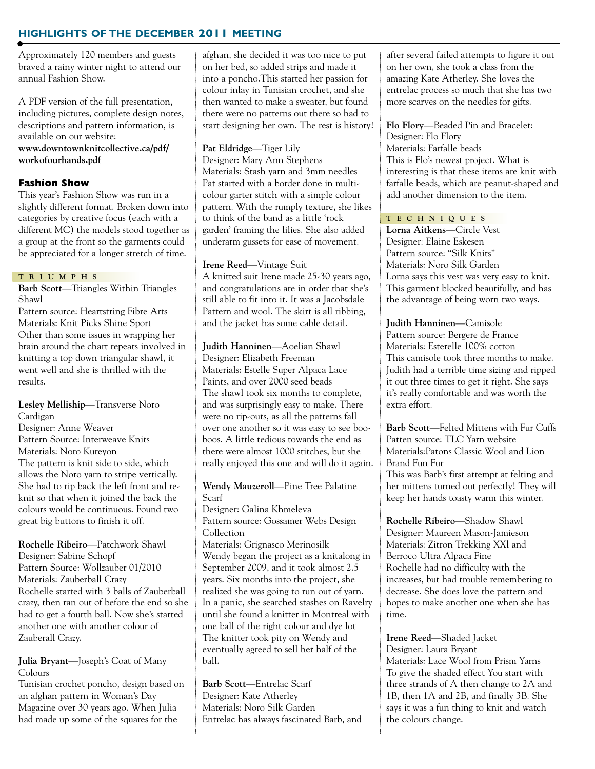## HIGHLIGHTS OF THE DECEMBER 2011 MEETING

Approximately 120 members and guests braved a rainy winter night to attend our annual Fashion Show.

A PDF version of the full presentation, including pictures, complete design notes, descriptions and pattern information, is available on our website:
**www.downtownknitcollective.ca/pdf/workofourhands.pdf**

### Fashion Show

This year's Fashion Show was run in a slightly different format. Broken down into categories by creative focus (each with a different MC) the models stood together as a group at the front so the garments could be appreciated for a longer stretch of time.

#### TRIUMPHS

**Barb Scott**—Triangles Within Triangles Shawl
Pattern source: Heartstring Fibre Arts
Materials: Knit Picks Shine Sport
Other than some issues in wrapping her brain around the chart repeats involved in knitting a top down triangular shawl, it went well and she is thrilled with the results.

**Lesley Melliship**—Transverse Noro Cardigan
Designer: Anne Weaver
Pattern Source: Interweave Knits
Materials: Noro Kureyon
The pattern is knit side to side, which allows the Noro yarn to stripe vertically. She had to rip back the left front and re-knit so that when it joined the back the colours would be continuous. Found two great big buttons to finish it off.

**Rochelle Ribeiro**—Patchwork Shawl
Designer: Sabine Schopf
Pattern Source: Wollzauber 01/2010
Materials: Zauberball Crazy
Rochelle started with 3 balls of Zauberball crazy, then ran out of before the end so she had to get a fourth ball. Now she's started another one with another colour of Zauberall Crazy.

**Julia Bryant**—Joseph's Coat of Many Colours
Tunisian crochet poncho, design based on an afghan pattern in Woman's Day Magazine over 30 years ago. When Julia had made up some of the squares for the afghan, she decided it was too nice to put on her bed, so added strips and made it into a poncho.This started her passion for colour inlay in Tunisian crochet, and she then wanted to make a sweater, but found there were no patterns out there so had to start designing her own. The rest is history!

**Pat Eldridge**—Tiger Lily
Designer: Mary Ann Stephens
Materials: Stash yarn and 3mm needles
Pat started with a border done in multi-colour garter stitch with a simple colour pattern. With the rumply texture, she likes to think of the band as a little 'rock garden' framing the lilies. She also added underarm gussets for ease of movement.

**Irene Reed**—Vintage Suit
A knitted suit Irene made 25-30 years ago, and congratulations are in order that she's still able to fit into it. It was a Jacobsdale Pattern and wool. The skirt is all ribbing, and the jacket has some cable detail.

**Judith Hanninen**—Aoelian Shawl
Designer: Elizabeth Freeman
Materials: Estelle Super Alpaca Lace Paints, and over 2000 seed beads
The shawl took six months to complete, and was surprisingly easy to make. There were no rip-outs, as all the patterns fall over one another so it was easy to see boo-boos. A little tedious towards the end as there were almost 1000 stitches, but she really enjoyed this one and will do it again.

**Wendy Mauzeroll**—Pine Tree Palatine Scarf
Designer: Galina Khmeleva
Pattern source: Gossamer Webs Design Collection
Materials: Grignasco Merinosilk
Wendy began the project as a knitalong in September 2009, and it took almost 2.5 years. Six months into the project, she realized she was going to run out of yarn. In a panic, she searched stashes on Ravelry until she found a knitter in Montreal with one ball of the right colour and dye lot The knitter took pity on Wendy and eventually agreed to sell her half of the ball.

**Barb Scott**—Entrelac Scarf
Designer: Kate Atherley
Materials: Noro Silk Garden
Entrelac has always fascinated Barb, and after several failed attempts to figure it out on her own, she took a class from the amazing Kate Atherley. She loves the entrelac process so much that she has two more scarves on the needles for gifts.

**Flo Flory**—Beaded Pin and Bracelet:
Designer: Flo Flory
Materials: Farfalle beads
This is Flo's newest project. What is interesting is that these items are knit with farfalle beads, which are peanut-shaped and add another dimension to the item.

#### TECHNIQUES

**Lorna Aitkens**—Circle Vest
Designer: Elaine Eskesen
Pattern source: "Silk Knits"
Materials: Noro Silk Garden
Lorna says this vest was very easy to knit. This garment blocked beautifully, and has the advantage of being worn two ways.

**Judith Hanninen**—Camisole
Pattern source: Bergere de France
Materials: Esterelle 100% cotton
This camisole took three months to make. Judith had a terrible time sizing and ripped it out three times to get it right. She says it's really comfortable and was worth the extra effort.

**Barb Scott**—Felted Mittens with Fur Cuffs
Patten source: TLC Yarn website
Materials:Patons Classic Wool and Lion Brand Fun Fur
This was Barb's first attempt at felting and her mittens turned out perfectly! They will keep her hands toasty warm this winter.

**Rochelle Ribeiro**—Shadow Shawl
Designer: Maureen Mason-Jamieson
Materials: Zitron Trekking XXl and Berroco Ultra Alpaca Fine
Rochelle had no difficulty with the increases, but had trouble remembering to decrease. She does love the pattern and hopes to make another one when she has time.

**Irene Reed**—Shaded Jacket
Designer: Laura Bryant
Materials: Lace Wool from Prism Yarns
To give the shaded effect You start with three strands of A then change to 2A and 1B, then 1A and 2B, and finally 3B. She says it was a fun thing to knit and watch the colours change.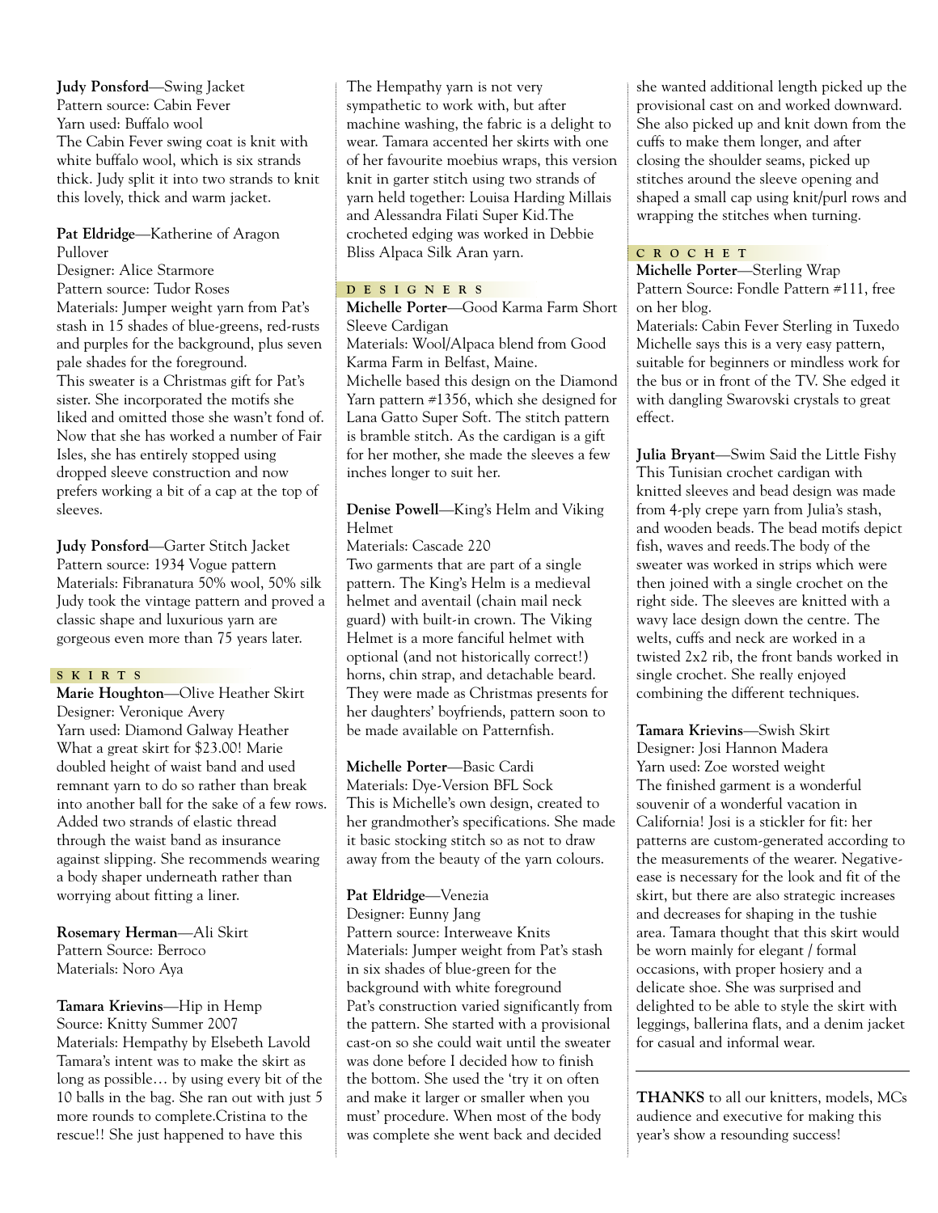**Judy Ponsford**—Swing Jacket
Pattern source: Cabin Fever
Yarn used: Buffalo wool
The Cabin Fever swing coat is knit with white buffalo wool, which is six strands thick. Judy split it into two strands to knit this lovely, thick and warm jacket.

**Pat Eldridge**—Katherine of Aragon Pullover
Designer: Alice Starmore
Pattern source: Tudor Roses
Materials: Jumper weight yarn from Pat's stash in 15 shades of blue-greens, red-rusts and purples for the background, plus seven pale shades for the foreground.
This sweater is a Christmas gift for Pat's sister. She incorporated the motifs she liked and omitted those she wasn't fond of. Now that she has worked a number of Fair Isles, she has entirely stopped using dropped sleeve construction and now prefers working a bit of a cap at the top of sleeves.

**Judy Ponsford**—Garter Stitch Jacket
Pattern source: 1934 Vogue pattern
Materials: Fibranatura 50% wool, 50% silk
Judy took the vintage pattern and proved a classic shape and luxurious yarn are gorgeous even more than 75 years later.

## SKIRTS

**Marie Houghton**—Olive Heather Skirt
Designer: Veronique Avery
Yarn used: Diamond Galway Heather
What a great skirt for $23.00! Marie doubled height of waist band and used remnant yarn to do so rather than break into another ball for the sake of a few rows. Added two strands of elastic thread through the waist band as insurance against slipping. She recommends wearing a body shaper underneath rather than worrying about fitting a liner.

**Rosemary Herman**—Ali Skirt
Pattern Source: Berroco
Materials: Noro Aya

**Tamara Krievins**—Hip in Hemp
Source: Knitty Summer 2007
Materials: Hempathy by Elsebeth Lavold
Tamara's intent was to make the skirt as long as possible… by using every bit of the 10 balls in the bag. She ran out with just 5 more rounds to complete.Cristina to the rescue!! She just happened to have this The Hempathy yarn is not very sympathetic to work with, but after machine washing, the fabric is a delight to wear. Tamara accented her skirts with one of her favourite moebius wraps, this version knit in garter stitch using two strands of yarn held together: Louisa Harding Millais and Alessandra Filati Super Kid.The crocheted edging was worked in Debbie Bliss Alpaca Silk Aran yarn.

## DESIGNERS

**Michelle Porter**—Good Karma Farm Short Sleeve Cardigan
Materials: Wool/Alpaca blend from Good Karma Farm in Belfast, Maine.
Michelle based this design on the Diamond Yarn pattern #1356, which she designed for Lana Gatto Super Soft. The stitch pattern is bramble stitch. As the cardigan is a gift for her mother, she made the sleeves a few inches longer to suit her.

**Denise Powell**—King's Helm and Viking Helmet
Materials: Cascade 220
Two garments that are part of a single pattern. The King's Helm is a medieval helmet and aventail (chain mail neck guard) with built-in crown. The Viking Helmet is a more fanciful helmet with optional (and not historically correct!) horns, chin strap, and detachable beard. They were made as Christmas presents for her daughters' boyfriends, pattern soon to be made available on Patternfish.

**Michelle Porter**—Basic Cardi
Materials: Dye-Version BFL Sock
This is Michelle's own design, created to her grandmother's specifications. She made it basic stocking stitch so as not to draw away from the beauty of the yarn colours.

**Pat Eldridge**—Venezia
Designer: Eunny Jang
Pattern source: Interweave Knits
Materials: Jumper weight from Pat's stash in six shades of blue-green for the background with white foreground
Pat's construction varied significantly from the pattern. She started with a provisional cast-on so she could wait until the sweater was done before I decided how to finish the bottom. She used the 'try it on often and make it larger or smaller when you must' procedure. When most of the body was complete she went back and decided she wanted additional length picked up the provisional cast on and worked downward. She also picked up and knit down from the cuffs to make them longer, and after closing the shoulder seams, picked up stitches around the sleeve opening and shaped a small cap using knit/purl rows and wrapping the stitches when turning.

## CROCHET

**Michelle Porter**—Sterling Wrap
Pattern Source: Fondle Pattern #111, free on her blog.
Materials: Cabin Fever Sterling in Tuxedo
Michelle says this is a very easy pattern, suitable for beginners or mindless work for the bus or in front of the TV. She edged it with dangling Swarovski crystals to great effect.

**Julia Bryant**—Swim Said the Little Fishy
This Tunisian crochet cardigan with knitted sleeves and bead design was made from 4-ply crepe yarn from Julia's stash, and wooden beads. The bead motifs depict fish, waves and reeds.The body of the sweater was worked in strips which were then joined with a single crochet on the right side. The sleeves are knitted with a wavy lace design down the centre. The welts, cuffs and neck are worked in a twisted 2x2 rib, the front bands worked in single crochet. She really enjoyed combining the different techniques.

**Tamara Krievins**—Swish Skirt
Designer: Josi Hannon Madera
Yarn used: Zoe worsted weight
The finished garment is a wonderful souvenir of a wonderful vacation in California! Josi is a stickler for fit: her patterns are custom-generated according to the measurements of the wearer. Negative-ease is necessary for the look and fit of the skirt, but there are also strategic increases and decreases for shaping in the tushie area. Tamara thought that this skirt would be worn mainly for elegant / formal occasions, with proper hosiery and a delicate shoe. She was surprised and delighted to be able to style the skirt with leggings, ballerina flats, and a denim jacket for casual and informal wear.

---

**THANKS** to all our knitters, models, MCs audience and executive for making this year's show a resounding success!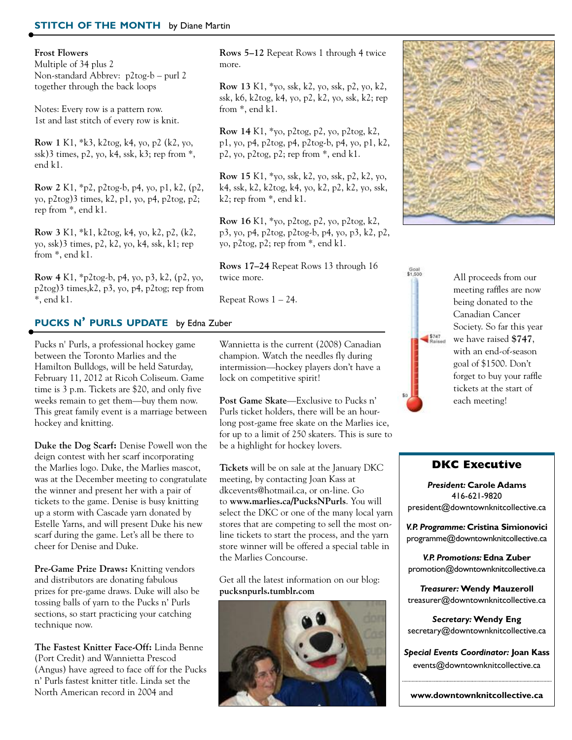## STITCH OF THE MONTH by Diane Martin

**Frost Flowers**
Multiple of 34 plus 2
Non-standard Abbrev: p2tog-b – purl 2 together through the back loops

Notes: Every row is a pattern row.
1st and last stitch of every row is knit.

**Row 1** K1, *k3, k2tog, k4, yo, p2 (k2, yo, ssk)3 times, p2, yo, k4, ssk, k3; rep from *, end k1.

**Row 2** K1, *p2, p2tog-b, p4, yo, p1, k2, (p2, yo, p2tog)3 times, k2, p1, yo, p4, p2tog, p2; rep from *, end k1.

**Row 3** K1, *k1, k2tog, k4, yo, k2, p2, (k2, yo, ssk)3 times, p2, k2, yo, k4, ssk, k1; rep from *, end k1.

**Row 4** K1, *p2tog-b, p4, yo, p3, k2, (p2, yo, p2tog)3 times,k2, p3, yo, p4, p2tog; rep from *, end k1.

**Rows 5–12** Repeat Rows 1 through 4 twice more.

**Row 13** K1, *yo, ssk, k2, yo, ssk, p2, yo, k2, ssk, k6, k2tog, k4, yo, p2, k2, yo, ssk, k2; rep from *, end k1.

**Row 14** K1, *yo, p2tog, p2, yo, p2tog, k2, p1, yo, p4, p2tog, p4, p2tog-b, p4, yo, p1, k2, p2, yo, p2tog, p2; rep from *, end k1.

**Row 15** K1, *yo, ssk, k2, yo, ssk, p2, k2, yo, k4, ssk, k2, k2tog, k4, yo, k2, p2, k2, yo, ssk, k2; rep from *, end k1.

**Row 16** K1, *yo, p2tog, p2, yo, p2tog, k2, p3, yo, p4, p2tog, p2tog-b, p4, yo, p3, k2, p2, yo, p2tog, p2; rep from *, end k1.

**Rows 17–24** Repeat Rows 13 through 16 twice more.

Repeat Rows 1 – 24.

## PUCKS N' PURLS UPDATE by Edna Zuber

Pucks n' Purls, a professional hockey game between the Toronto Marlies and the Hamilton Bulldogs, will be held Saturday, February 11, 2012 at Ricoh Coliseum. Game time is 3 p.m. Tickets are $20, and only five weeks remain to get them—buy them now. This great family event is a marriage between hockey and knitting.

**Duke the Dog Scarf:** Denise Powell won the deign contest with her scarf incorporating the Marlies logo. Duke, the Marlies mascot, was at the December meeting to congratulate the winner and present her with a pair of tickets to the game. Denise is busy knitting up a storm with Cascade yarn donated by Estelle Yarns, and will present Duke his new scarf during the game. Let's all be there to cheer for Denise and Duke.

**Pre-Game Prize Draws:** Knitting vendors and distributors are donating fabulous prizes for pre-game draws. Duke will also be tossing balls of yarn to the Pucks n' Purls sections, so start practicing your catching technique now.

**The Fastest Knitter Face-Off:** Linda Benne (Port Credit) and Wannietta Prescod (Angus) have agreed to face off for the Pucks n' Purls fastest knitter title. Linda set the North American record in 2004 and Wannietta is the current (2008) Canadian champion. Watch the needles fly during intermission—hockey players don't have a lock on competitive spirit!

**Post Game Skate**—Exclusive to Pucks n' Purls ticket holders, there will be an hour-long post-game free skate on the Marlies ice, for up to a limit of 250 skaters. This is sure to be a highlight for hockey lovers.

**Tickets** will be on sale at the January DKC meeting, by contacting Joan Kass at dkcevents@hotmail.ca, or on-line. Go to **www.marlies.ca/PucksNPurls**. You will select the DKC or one of the many local yarn stores that are competing to sell the most on-line tickets to start the process, and the yarn store winner will be offered a special table in the Marlies Concourse.

Get all the latest information on our blog: **pucksnpurls.tumblr.com**

Goal $1,500
$747 Raised
$0

All proceeds from our meeting raffles are now being donated to the Canadian Cancer Society. So far this year we have raised $747, with an end-of-season goal of $1500. Don't forget to buy your raffle tickets at the start of each meeting!

## DKC Executive

***President:*** **Carole Adams**
416-621-9820
president@downtownknitcollective.ca

***V.P. Programme:*** **Cristina Simionovici**
programme@downtownknitcollective.ca

***V.P. Promotions:*** **Edna Zuber**
promotion@downtownknitcollective.ca

***Treasurer:*** **Wendy Mauzeroll**
treasurer@downtownknitcollective.ca

***Secretary:*** **Wendy Eng**
secretary@downtownknitcollective.ca

***Special Events Coordinator:*** **Joan Kass**
events@downtownknitcollective.ca

**www.downtownknitcollective.ca**